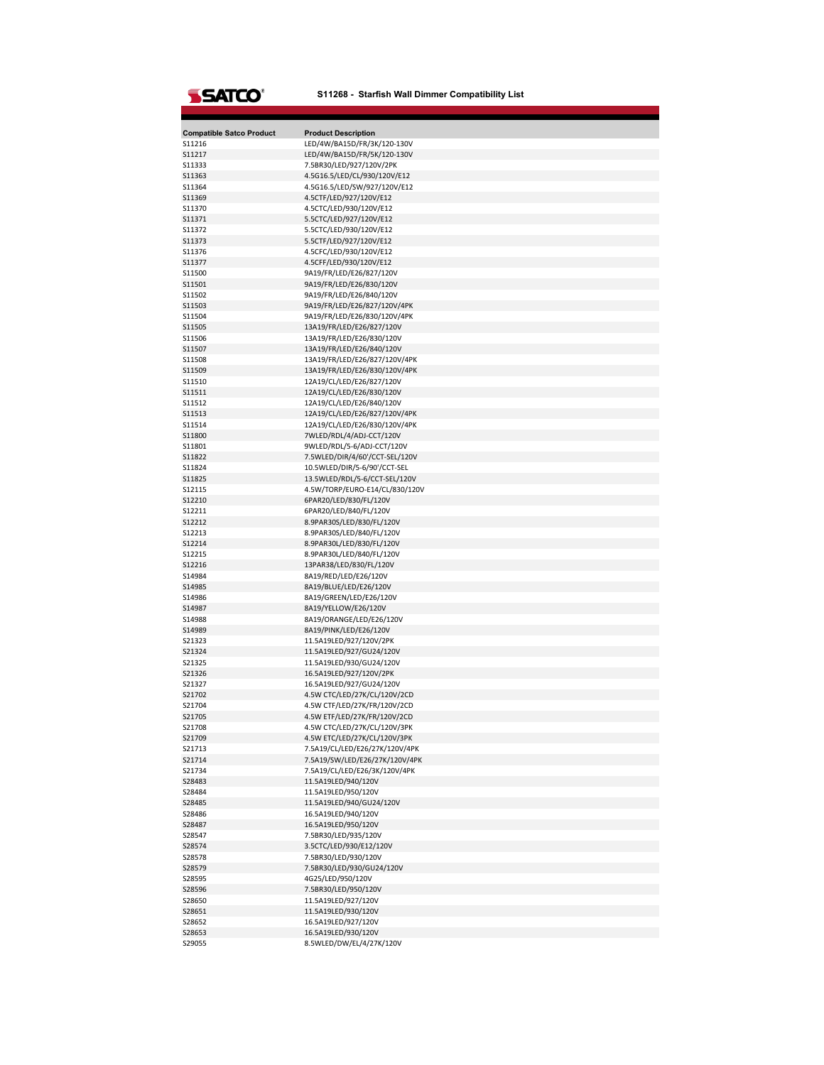# S11268 - Starfish Wall Dimmer Compatibility List

| Compatible Satco Product | Product Description |
|---|---|
| S11216 | LED/4W/BA15D/FR/3K/120-130V |
| S11217 | LED/4W/BA15D/FR/5K/120-130V |
| S11333 | 7.5BR30/LED/927/120V/2PK |
| S11363 | 4.5G16.5/LED/CL/930/120V/E12 |
| S11364 | 4.5G16.5/LED/SW/927/120V/E12 |
| S11369 | 4.5CTF/LED/927/120V/E12 |
| S11370 | 4.5CTC/LED/930/120V/E12 |
| S11371 | 5.5CTC/LED/927/120V/E12 |
| S11372 | 5.5CTC/LED/930/120V/E12 |
| S11373 | 5.5CTF/LED/927/120V/E12 |
| S11376 | 4.5CFC/LED/930/120V/E12 |
| S11377 | 4.5CFF/LED/930/120V/E12 |
| S11500 | 9A19/FR/LED/E26/827/120V |
| S11501 | 9A19/FR/LED/E26/830/120V |
| S11502 | 9A19/FR/LED/E26/840/120V |
| S11503 | 9A19/FR/LED/E26/827/120V/4PK |
| S11504 | 9A19/FR/LED/E26/830/120V/4PK |
| S11505 | 13A19/FR/LED/E26/827/120V |
| S11506 | 13A19/FR/LED/E26/830/120V |
| S11507 | 13A19/FR/LED/E26/840/120V |
| S11508 | 13A19/FR/LED/E26/827/120V/4PK |
| S11509 | 13A19/FR/LED/E26/830/120V/4PK |
| S11510 | 12A19/CL/LED/E26/827/120V |
| S11511 | 12A19/CL/LED/E26/830/120V |
| S11512 | 12A19/CL/LED/E26/840/120V |
| S11513 | 12A19/CL/LED/E26/827/120V/4PK |
| S11514 | 12A19/CL/LED/E26/830/120V/4PK |
| S11800 | 7WLED/RDL/4/ADJ-CCT/120V |
| S11801 | 9WLED/RDL/5-6/ADJ-CCT/120V |
| S11822 | 7.5WLED/DIR/4/60'/CCT-SEL/120V |
| S11824 | 10.5WLED/DIR/5-6/90'/CCT-SEL |
| S11825 | 13.5WLED/RDL/5-6/CCT-SEL/120V |
| S12115 | 4.5W/TORP/EURO-E14/CL/830/120V |
| S12210 | 6PAR20/LED/830/FL/120V |
| S12211 | 6PAR20/LED/840/FL/120V |
| S12212 | 8.9PAR30S/LED/830/FL/120V |
| S12213 | 8.9PAR30S/LED/840/FL/120V |
| S12214 | 8.9PAR30L/LED/830/FL/120V |
| S12215 | 8.9PAR30L/LED/840/FL/120V |
| S12216 | 13PAR38/LED/830/FL/120V |
| S14984 | 8A19/RED/LED/E26/120V |
| S14985 | 8A19/BLUE/LED/E26/120V |
| S14986 | 8A19/GREEN/LED/E26/120V |
| S14987 | 8A19/YELLOW/E26/120V |
| S14988 | 8A19/ORANGE/LED/E26/120V |
| S14989 | 8A19/PINK/LED/E26/120V |
| S21323 | 11.5A19LED/927/120V/2PK |
| S21324 | 11.5A19LED/927/GU24/120V |
| S21325 | 11.5A19LED/930/GU24/120V |
| S21326 | 16.5A19LED/927/120V/2PK |
| S21327 | 16.5A19LED/927/GU24/120V |
| S21702 | 4.5W CTC/LED/27K/CL/120V/2CD |
| S21704 | 4.5W CTF/LED/27K/FR/120V/2CD |
| S21705 | 4.5W ETF/LED/27K/FR/120V/2CD |
| S21708 | 4.5W CTC/LED/27K/CL/120V/3PK |
| S21709 | 4.5W ETC/LED/27K/CL/120V/3PK |
| S21713 | 7.5A19/CL/LED/E26/27K/120V/4PK |
| S21714 | 7.5A19/SW/LED/E26/27K/120V/4PK |
| S21734 | 7.5A19/CL/LED/E26/3K/120V/4PK |
| S28483 | 11.5A19LED/940/120V |
| S28484 | 11.5A19LED/950/120V |
| S28485 | 11.5A19LED/940/GU24/120V |
| S28486 | 16.5A19LED/940/120V |
| S28487 | 16.5A19LED/950/120V |
| S28547 | 7.5BR30/LED/935/120V |
| S28574 | 3.5CTC/LED/930/E12/120V |
| S28578 | 7.5BR30/LED/930/120V |
| S28579 | 7.5BR30/LED/930/GU24/120V |
| S28595 | 4G25/LED/950/120V |
| S28596 | 7.5BR30/LED/950/120V |
| S28650 | 11.5A19LED/927/120V |
| S28651 | 11.5A19LED/930/120V |
| S28652 | 16.5A19LED/927/120V |
| S28653 | 16.5A19LED/930/120V |
| S29055 | 8.5WLED/DW/EL/4/27K/120V |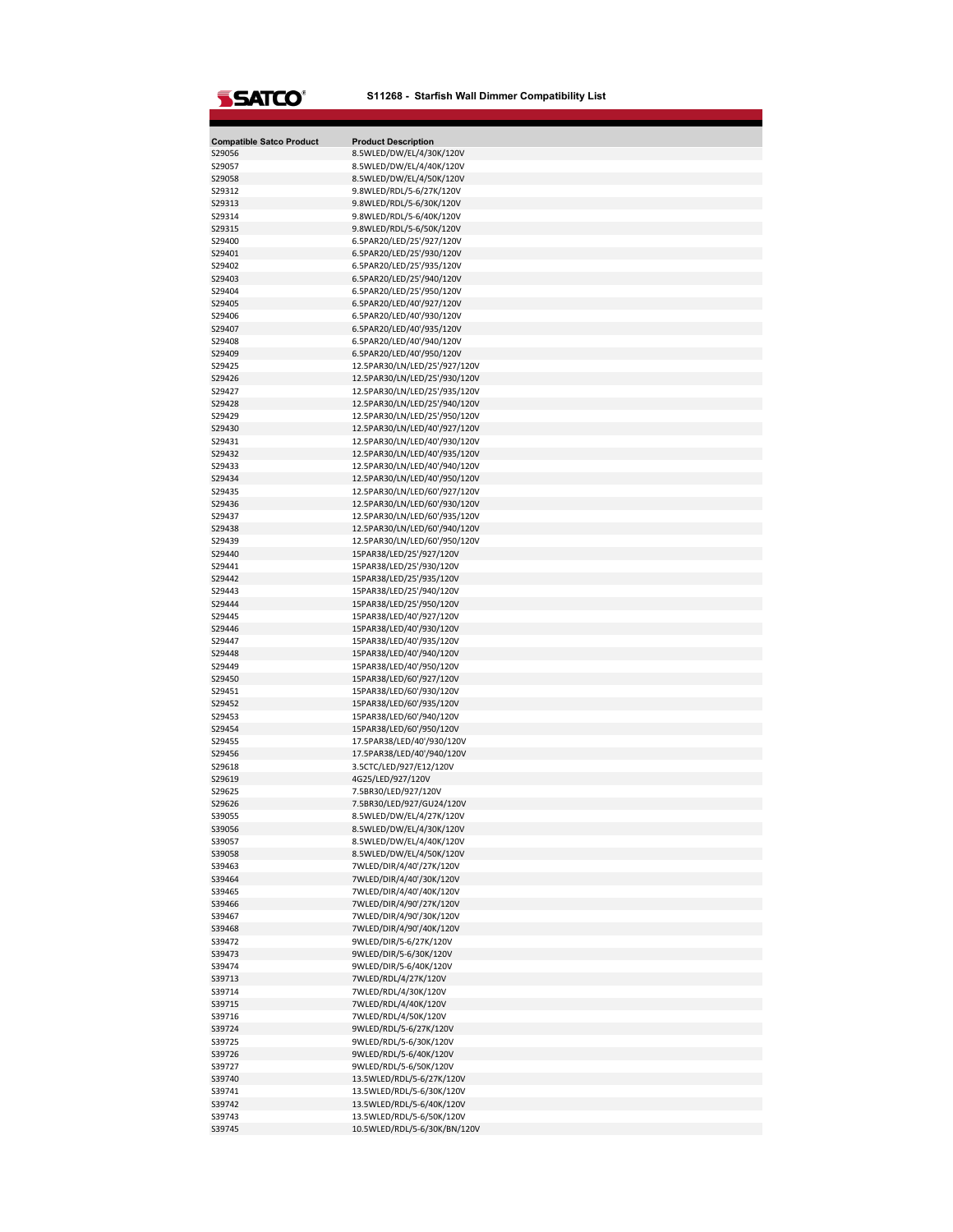# S11268 - Starfish Wall Dimmer Compatibility List

| Compatible Satco Product | Product Description |
| --- | --- |
| S29056 | 8.5WLED/DW/EL/4/30K/120V |
| S29057 | 8.5WLED/DW/EL/4/40K/120V |
| S29058 | 8.5WLED/DW/EL/4/50K/120V |
| S29312 | 9.8WLED/RDL/5-6/27K/120V |
| S29313 | 9.8WLED/RDL/5-6/30K/120V |
| S29314 | 9.8WLED/RDL/5-6/40K/120V |
| S29315 | 9.8WLED/RDL/5-6/50K/120V |
| S29400 | 6.5PAR20/LED/25'/927/120V |
| S29401 | 6.5PAR20/LED/25'/930/120V |
| S29402 | 6.5PAR20/LED/25'/935/120V |
| S29403 | 6.5PAR20/LED/25'/940/120V |
| S29404 | 6.5PAR20/LED/25'/950/120V |
| S29405 | 6.5PAR20/LED/40'/927/120V |
| S29406 | 6.5PAR20/LED/40'/930/120V |
| S29407 | 6.5PAR20/LED/40'/935/120V |
| S29408 | 6.5PAR20/LED/40'/940/120V |
| S29409 | 6.5PAR20/LED/40'/950/120V |
| S29425 | 12.5PAR30/LN/LED/25'/927/120V |
| S29426 | 12.5PAR30/LN/LED/25'/930/120V |
| S29427 | 12.5PAR30/LN/LED/25'/935/120V |
| S29428 | 12.5PAR30/LN/LED/25'/940/120V |
| S29429 | 12.5PAR30/LN/LED/25'/950/120V |
| S29430 | 12.5PAR30/LN/LED/40'/927/120V |
| S29431 | 12.5PAR30/LN/LED/40'/930/120V |
| S29432 | 12.5PAR30/LN/LED/40'/935/120V |
| S29433 | 12.5PAR30/LN/LED/40'/940/120V |
| S29434 | 12.5PAR30/LN/LED/40'/950/120V |
| S29435 | 12.5PAR30/LN/LED/60'/927/120V |
| S29436 | 12.5PAR30/LN/LED/60'/930/120V |
| S29437 | 12.5PAR30/LN/LED/60'/935/120V |
| S29438 | 12.5PAR30/LN/LED/60'/940/120V |
| S29439 | 12.5PAR30/LN/LED/60'/950/120V |
| S29440 | 15PAR38/LED/25'/927/120V |
| S29441 | 15PAR38/LED/25'/930/120V |
| S29442 | 15PAR38/LED/25'/935/120V |
| S29443 | 15PAR38/LED/25'/940/120V |
| S29444 | 15PAR38/LED/25'/950/120V |
| S29445 | 15PAR38/LED/40'/927/120V |
| S29446 | 15PAR38/LED/40'/930/120V |
| S29447 | 15PAR38/LED/40'/935/120V |
| S29448 | 15PAR38/LED/40'/940/120V |
| S29449 | 15PAR38/LED/40'/950/120V |
| S29450 | 15PAR38/LED/60'/927/120V |
| S29451 | 15PAR38/LED/60'/930/120V |
| S29452 | 15PAR38/LED/60'/935/120V |
| S29453 | 15PAR38/LED/60'/940/120V |
| S29454 | 15PAR38/LED/60'/950/120V |
| S29455 | 17.5PAR38/LED/40'/930/120V |
| S29456 | 17.5PAR38/LED/40'/940/120V |
| S29618 | 3.5CTC/LED/927/E12/120V |
| S29619 | 4G25/LED/927/120V |
| S29625 | 7.5BR30/LED/927/120V |
| S29626 | 7.5BR30/LED/927/GU24/120V |
| S39055 | 8.5WLED/DW/EL/4/27K/120V |
| S39056 | 8.5WLED/DW/EL/4/30K/120V |
| S39057 | 8.5WLED/DW/EL/4/40K/120V |
| S39058 | 8.5WLED/DW/EL/4/50K/120V |
| S39463 | 7WLED/DIR/4/40'/27K/120V |
| S39464 | 7WLED/DIR/4/40'/30K/120V |
| S39465 | 7WLED/DIR/4/40'/40K/120V |
| S39466 | 7WLED/DIR/4/90'/27K/120V |
| S39467 | 7WLED/DIR/4/90'/30K/120V |
| S39468 | 7WLED/DIR/4/90'/40K/120V |
| S39472 | 9WLED/DIR/5-6/27K/120V |
| S39473 | 9WLED/DIR/5-6/30K/120V |
| S39474 | 9WLED/DIR/5-6/40K/120V |
| S39713 | 7WLED/RDL/4/27K/120V |
| S39714 | 7WLED/RDL/4/30K/120V |
| S39715 | 7WLED/RDL/4/40K/120V |
| S39716 | 7WLED/RDL/4/50K/120V |
| S39724 | 9WLED/RDL/5-6/27K/120V |
| S39725 | 9WLED/RDL/5-6/30K/120V |
| S39726 | 9WLED/RDL/5-6/40K/120V |
| S39727 | 9WLED/RDL/5-6/50K/120V |
| S39740 | 13.5WLED/RDL/5-6/27K/120V |
| S39741 | 13.5WLED/RDL/5-6/30K/120V |
| S39742 | 13.5WLED/RDL/5-6/40K/120V |
| S39743 | 13.5WLED/RDL/5-6/50K/120V |
| S39745 | 10.5WLED/RDL/5-6/30K/BN/120V |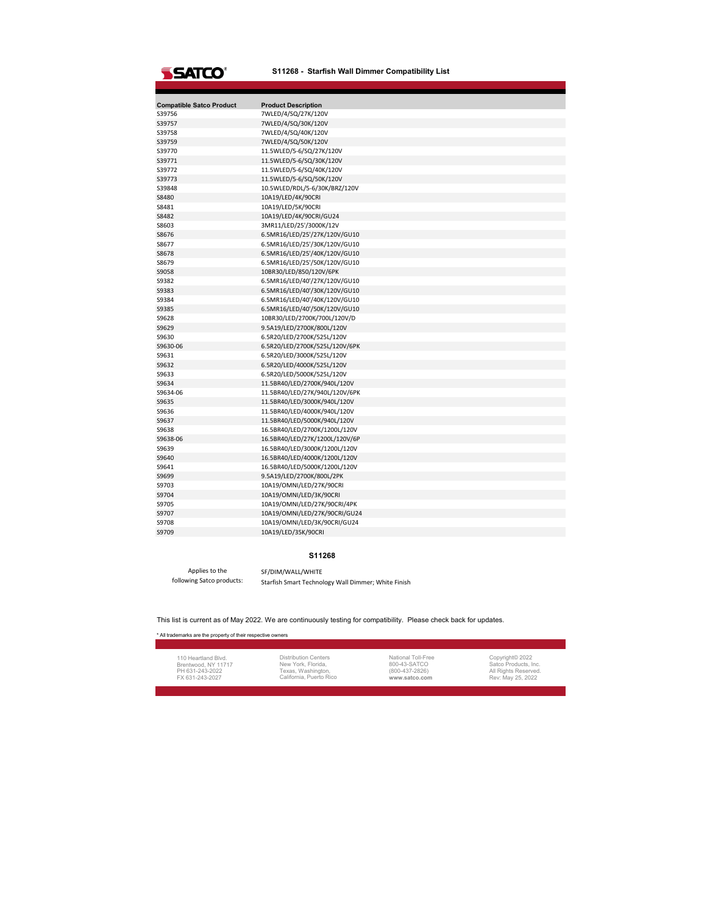SATCO

## S11268 - Starfish Wall Dimmer Compatibility List

| Compatible Satco Product | Product Description |
| --- | --- |
| S39756 | 7WLED/4/SQ/27K/120V |
| S39757 | 7WLED/4/SQ/30K/120V |
| S39758 | 7WLED/4/SQ/40K/120V |
| S39759 | 7WLED/4/SQ/50K/120V |
| S39770 | 11.5WLED/5-6/SQ/27K/120V |
| S39771 | 11.5WLED/5-6/SQ/30K/120V |
| S39772 | 11.5WLED/5-6/SQ/40K/120V |
| S39773 | 11.5WLED/5-6/SQ/50K/120V |
| S39848 | 10.5WLED/RDL/5-6/30K/BRZ/120V |
| S8480 | 10A19/LED/4K/90CRI |
| S8481 | 10A19/LED/5K/90CRI |
| S8482 | 10A19/LED/4K/90CRI/GU24 |
| S8603 | 3MR11/LED/25'/3000K/12V |
| S8676 | 6.5MR16/LED/25'/27K/120V/GU10 |
| S8677 | 6.5MR16/LED/25'/30K/120V/GU10 |
| S8678 | 6.5MR16/LED/25'/40K/120V/GU10 |
| S8679 | 6.5MR16/LED/25'/50K/120V/GU10 |
| S9058 | 10BR30/LED/850/120V/6PK |
| S9382 | 6.5MR16/LED/40'/27K/120V/GU10 |
| S9383 | 6.5MR16/LED/40'/30K/120V/GU10 |
| S9384 | 6.5MR16/LED/40'/40K/120V/GU10 |
| S9385 | 6.5MR16/LED/40'/50K/120V/GU10 |
| S9628 | 10BR30/LED/2700K/700L/120V/D |
| S9629 | 9.5A19/LED/2700K/800L/120V |
| S9630 | 6.5R20/LED/2700K/525L/120V |
| S9630-06 | 6.5R20/LED/2700K/525L/120V/6PK |
| S9631 | 6.5R20/LED/3000K/525L/120V |
| S9632 | 6.5R20/LED/4000K/525L/120V |
| S9633 | 6.5R20/LED/5000K/525L/120V |
| S9634 | 11.5BR40/LED/2700K/940L/120V |
| S9634-06 | 11.5BR40/LED/27K/940L/120V/6PK |
| S9635 | 11.5BR40/LED/3000K/940L/120V |
| S9636 | 11.5BR40/LED/4000K/940L/120V |
| S9637 | 11.5BR40/LED/5000K/940L/120V |
| S9638 | 16.5BR40/LED/2700K/1200L/120V |
| S9638-06 | 16.5BR40/LED/27K/1200L/120V/6P |
| S9639 | 16.5BR40/LED/3000K/1200L/120V |
| S9640 | 16.5BR40/LED/4000K/1200L/120V |
| S9641 | 16.5BR40/LED/5000K/1200L/120V |
| S9699 | 9.5A19/LED/2700K/800L/2PK |
| S9703 | 10A19/OMNI/LED/27K/90CRI |
| S9704 | 10A19/OMNI/LED/3K/90CRI |
| S9705 | 10A19/OMNI/LED/27K/90CRI/4PK |
| S9707 | 10A19/OMNI/LED/27K/90CRI/GU24 |
| S9708 | 10A19/OMNI/LED/3K/90CRI/GU24 |
| S9709 | 10A19/LED/35K/90CRI |

**S11268**

| | |
| --- | --- |
| Applies to the following Satco products: | SF/DIM/WALL/WHITE<br>Starfish Smart Technology Wall Dimmer; White Finish |

This list is current as of May 2022. We are continuously testing for compatibility. Please check back for updates.

* All trademarks are the property of their respective owners

110 Heartland Blvd.
Brentwood, NY 11717
PH 631-243-2022
FX 631-243-2027

Distribution Centers
New York, Florida,
Texas, Washington,
California, Puerto Rico

National Toll-Free
800-43-SATCO
(800-437-2826)
**www.satco.com**

Copyright© 2022
Satco Products, Inc.
All Rights Reserved.
Rev: May 25, 2022